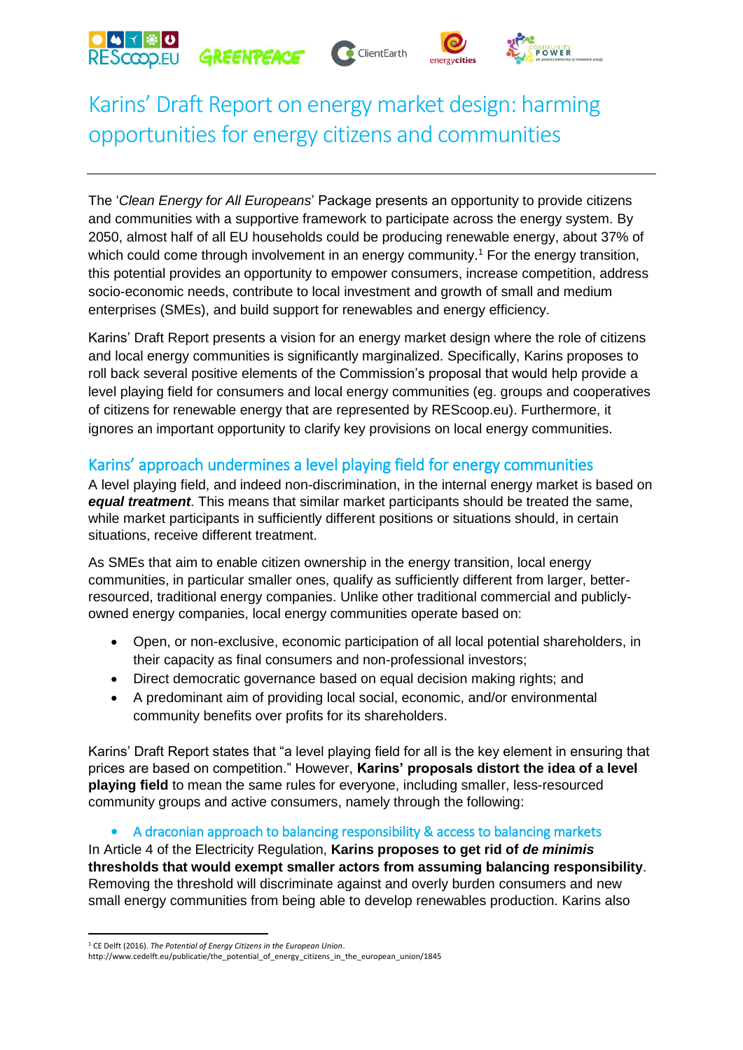# Karins' Draft Report on energy market design: harming opportunities for energy citizens and communities

The '*Clean Energy for All Europeans*' Package presents an opportunity to provide citizens and communities with a supportive framework to participate across the energy system. By 2050, almost half of all EU households could be producing renewable energy, about 37% of which could come through involvement in an energy community.[1] For the energy transition, this potential provides an opportunity to empower consumers, increase competition, address socio-economic needs, contribute to local investment and growth of small and medium enterprises (SMEs), and build support for renewables and energy efficiency.

Karins' Draft Report presents a vision for an energy market design where the role of citizens and local energy communities is significantly marginalized. Specifically, Karins proposes to roll back several positive elements of the Commission's proposal that would help provide a level playing field for consumers and local energy communities (eg. groups and cooperatives of citizens for renewable energy that are represented by REScoop.eu). Furthermore, it ignores an important opportunity to clarify key provisions on local energy communities.

## Karins' approach undermines a level playing field for energy communities

A level playing field, and indeed non-discrimination, in the internal energy market is based on ***equal treatment***. This means that similar market participants should be treated the same, while market participants in sufficiently different positions or situations should, in certain situations, receive different treatment.

As SMEs that aim to enable citizen ownership in the energy transition, local energy communities, in particular smaller ones, qualify as sufficiently different from larger, better-resourced, traditional energy companies. Unlike other traditional commercial and publicly-owned energy companies, local energy communities operate based on:

- Open, or non-exclusive, economic participation of all local potential shareholders, in their capacity as final consumers and non-professional investors;
- Direct democratic governance based on equal decision making rights; and
- A predominant aim of providing local social, economic, and/or environmental community benefits over profits for its shareholders.

Karins' Draft Report states that "a level playing field for all is the key element in ensuring that prices are based on competition." However, **Karins' proposals distort the idea of a level playing field** to mean the same rules for everyone, including smaller, less-resourced community groups and active consumers, namely through the following:

- A draconian approach to balancing responsibility & access to balancing markets

In Article 4 of the Electricity Regulation, **Karins proposes to get rid of *de minimis* thresholds that would exempt smaller actors from assuming balancing responsibility**. Removing the threshold will discriminate against and overly burden consumers and new small energy communities from being able to develop renewables production. Karins also

---

[1] CE Delft (2016). *The Potential of Energy Citizens in the European Union*. http://www.cedelft.eu/publicatie/the_potential_of_energy_citizens_in_the_european_union/1845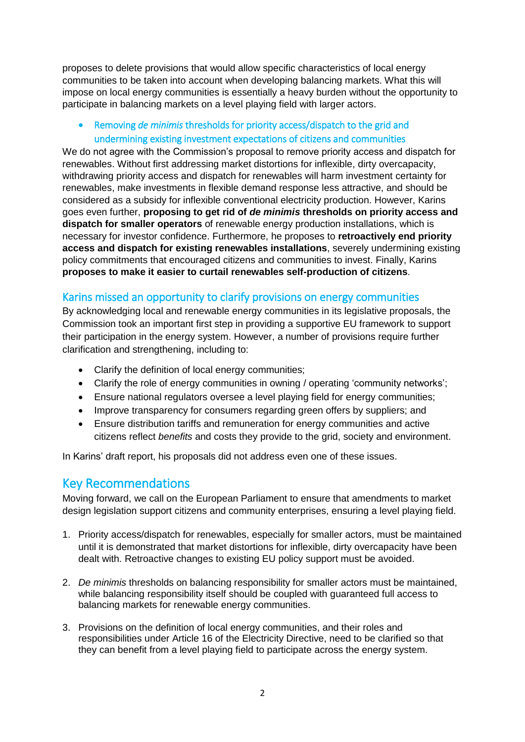proposes to delete provisions that would allow specific characteristics of local energy communities to be taken into account when developing balancing markets. What this will impose on local energy communities is essentially a heavy burden without the opportunity to participate in balancing markets on a level playing field with larger actors.

- Removing *de minimis* thresholds for priority access/dispatch to the grid and undermining existing investment expectations of citizens and communities

We do not agree with the Commission's proposal to remove priority access and dispatch for renewables. Without first addressing market distortions for inflexible, dirty overcapacity, withdrawing priority access and dispatch for renewables will harm investment certainty for renewables, make investments in flexible demand response less attractive, and should be considered as a subsidy for inflexible conventional electricity production. However, Karins goes even further, **proposing to get rid of *de minimis* thresholds on priority access and dispatch for smaller operators** of renewable energy production installations, which is necessary for investor confidence. Furthermore, he proposes to **retroactively end priority access and dispatch for existing renewables installations**, severely undermining existing policy commitments that encouraged citizens and communities to invest. Finally, Karins **proposes to make it easier to curtail renewables self-production of citizens**.

### Karins missed an opportunity to clarify provisions on energy communities

By acknowledging local and renewable energy communities in its legislative proposals, the Commission took an important first step in providing a supportive EU framework to support their participation in the energy system. However, a number of provisions require further clarification and strengthening, including to:

- Clarify the definition of local energy communities;
- Clarify the role of energy communities in owning / operating 'community networks';
- Ensure national regulators oversee a level playing field for energy communities;
- Improve transparency for consumers regarding green offers by suppliers; and
- Ensure distribution tariffs and remuneration for energy communities and active citizens reflect *benefits* and costs they provide to the grid, society and environment.

In Karins' draft report, his proposals did not address even one of these issues.

## Key Recommendations

Moving forward, we call on the European Parliament to ensure that amendments to market design legislation support citizens and community enterprises, ensuring a level playing field.

1. Priority access/dispatch for renewables, especially for smaller actors, must be maintained until it is demonstrated that market distortions for inflexible, dirty overcapacity have been dealt with. Retroactive changes to existing EU policy support must be avoided.

2. *De minimis* thresholds on balancing responsibility for smaller actors must be maintained, while balancing responsibility itself should be coupled with guaranteed full access to balancing markets for renewable energy communities.

3. Provisions on the definition of local energy communities, and their roles and responsibilities under Article 16 of the Electricity Directive, need to be clarified so that they can benefit from a level playing field to participate across the energy system.